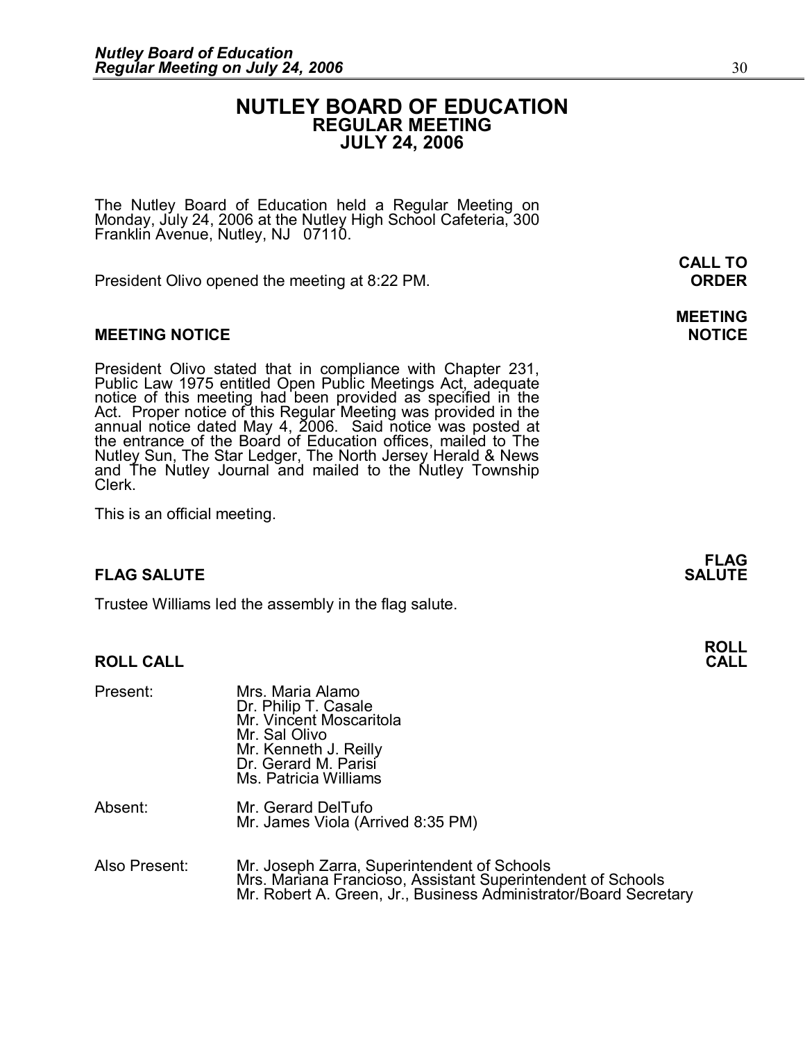# NUTLEY BOARD OF EDUCATION
## REGULAR MEETING
## JULY 24, 2006

The Nutley Board of Education held a Regular Meeting on Monday, July 24, 2006 at the Nutley High School Cafeteria, 300 Franklin Avenue, Nutley, NJ 07110.

**CALL TO ORDER**

President Olivo opened the meeting at 8:22 PM.

**MEETING NOTICE**

### MEETING NOTICE

President Olivo stated that in compliance with Chapter 231, Public Law 1975 entitled Open Public Meetings Act, adequate notice of this meeting had been provided as specified in the Act. Proper notice of this Regular Meeting was provided in the annual notice dated May 4, 2006. Said notice was posted at the entrance of the Board of Education offices, mailed to The Nutley Sun, The Star Ledger, The North Jersey Herald & News and The Nutley Journal and mailed to the Nutley Township Clerk.

This is an official meeting.

**FLAG SALUTE**

### FLAG SALUTE

Trustee Williams led the assembly in the flag salute.

**ROLL CALL**

### ROLL CALL

| | |
|---|---|
| Present: | Mrs. Maria Alamo<br>Dr. Philip T. Casale<br>Mr. Vincent Moscaritola<br>Mr. Sal Olivo<br>Mr. Kenneth J. Reilly<br>Dr. Gerard M. Parisi<br>Ms. Patricia Williams |
| Absent: | Mr. Gerard DelTufo<br>Mr. James Viola (Arrived 8:35 PM) |
| Also Present: | Mr. Joseph Zarra, Superintendent of Schools<br>Mrs. Mariana Francioso, Assistant Superintendent of Schools<br>Mr. Robert A. Green, Jr., Business Administrator/Board Secretary |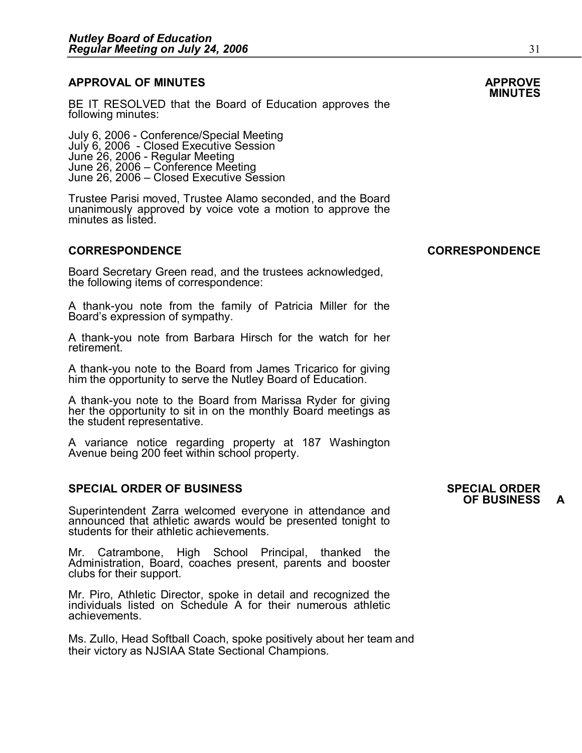## APPROVAL OF MINUTES

**APPROVE MINUTES**

BE IT RESOLVED that the Board of Education approves the following minutes:

July 6, 2006 - Conference/Special Meeting
July 6, 2006 - Closed Executive Session
June 26, 2006 - Regular Meeting
June 26, 2006 – Conference Meeting
June 26, 2006 – Closed Executive Session

Trustee Parisi moved, Trustee Alamo seconded, and the Board unanimously approved by voice vote a motion to approve the minutes as listed.

## CORRESPONDENCE

**CORRESPONDENCE**

Board Secretary Green read, and the trustees acknowledged, the following items of correspondence:

A thank-you note from the family of Patricia Miller for the Board's expression of sympathy.

A thank-you note from Barbara Hirsch for the watch for her retirement.

A thank-you note to the Board from James Tricarico for giving him the opportunity to serve the Nutley Board of Education.

A thank-you note to the Board from Marissa Ryder for giving her the opportunity to sit in on the monthly Board meetings as the student representative.

A variance notice regarding property at 187 Washington Avenue being 200 feet within school property.

## SPECIAL ORDER OF BUSINESS

**SPECIAL ORDER OF BUSINESS A**

Superintendent Zarra welcomed everyone in attendance and announced that athletic awards would be presented tonight to students for their athletic achievements.

Mr. Catrambone, High School Principal, thanked the Administration, Board, coaches present, parents and booster clubs for their support.

Mr. Piro, Athletic Director, spoke in detail and recognized the individuals listed on Schedule A for their numerous athletic achievements.

Ms. Zullo, Head Softball Coach, spoke positively about her team and their victory as NJSIAA State Sectional Champions.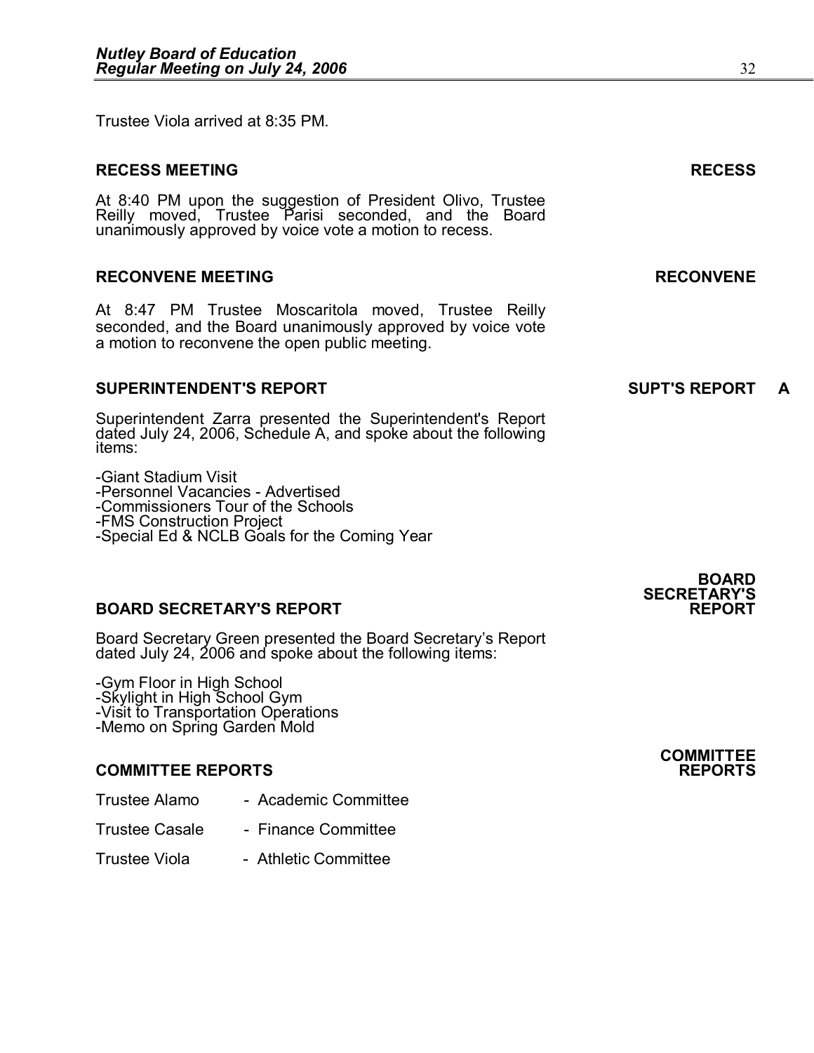Trustee Viola arrived at 8:35 PM.

**RECESS MEETING** **RECESS**

At 8:40 PM upon the suggestion of President Olivo, Trustee Reilly moved, Trustee Parisi seconded, and the Board unanimously approved by voice vote a motion to recess.

**RECONVENE MEETING** **RECONVENE**

At 8:47 PM Trustee Moscaritola moved, Trustee Reilly seconded, and the Board unanimously approved by voice vote a motion to reconvene the open public meeting.

**SUPERINTENDENT'S REPORT** **SUPT'S REPORT A**

Superintendent Zarra presented the Superintendent's Report dated July 24, 2006, Schedule A, and spoke about the following items:

-Giant Stadium Visit
-Personnel Vacancies - Advertised
-Commissioners Tour of the Schools
-FMS Construction Project
-Special Ed & NCLB Goals for the Coming Year

**BOARD SECRETARY'S REPORT** **BOARD SECRETARY'S REPORT**

Board Secretary Green presented the Board Secretary's Report dated July 24, 2006 and spoke about the following items:

-Gym Floor in High School
-Skylight in High School Gym
-Visit to Transportation Operations
-Memo on Spring Garden Mold

**COMMITTEE REPORTS** **COMMITTEE REPORTS**

Trustee Alamo - Academic Committee

Trustee Casale - Finance Committee

Trustee Viola - Athletic Committee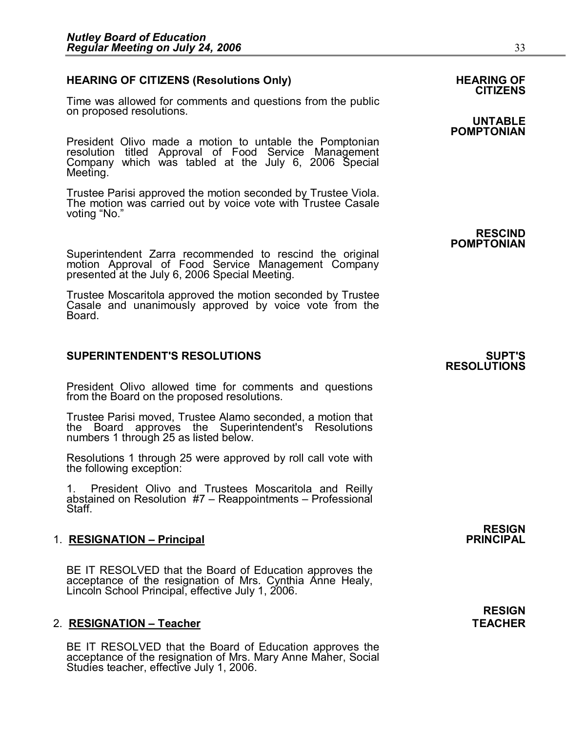**HEARING OF CITIZENS (Resolutions Only)**

**HEARING OF CITIZENS**

Time was allowed for comments and questions from the public on proposed resolutions.

**UNTABLE POMPTONIAN**

President Olivo made a motion to untable the Pomptonian resolution titled Approval of Food Service Management Company which was tabled at the July 6, 2006 Special Meeting.

Trustee Parisi approved the motion seconded by Trustee Viola. The motion was carried out by voice vote with Trustee Casale voting "No."

**RESCIND POMPTONIAN**

Superintendent Zarra recommended to rescind the original motion Approval of Food Service Management Company presented at the July 6, 2006 Special Meeting.

Trustee Moscaritola approved the motion seconded by Trustee Casale and unanimously approved by voice vote from the Board.

**SUPERINTENDENT'S RESOLUTIONS**

**SUPT'S RESOLUTIONS**

President Olivo allowed time for comments and questions from the Board on the proposed resolutions.

Trustee Parisi moved, Trustee Alamo seconded, a motion that the Board approves the Superintendent's Resolutions numbers 1 through 25 as listed below.

Resolutions 1 through 25 were approved by roll call vote with the following exception:

1. President Olivo and Trustees Moscaritola and Reilly abstained on Resolution #7 – Reappointments – Professional Staff.

**RESIGN PRINCIPAL**

1. **RESIGNATION – Principal**

   BE IT RESOLVED that the Board of Education approves the acceptance of the resignation of Mrs. Cynthia Anne Healy, Lincoln School Principal, effective July 1, 2006.

**RESIGN TEACHER**

2. **RESIGNATION – Teacher**

   BE IT RESOLVED that the Board of Education approves the acceptance of the resignation of Mrs. Mary Anne Maher, Social Studies teacher, effective July 1, 2006.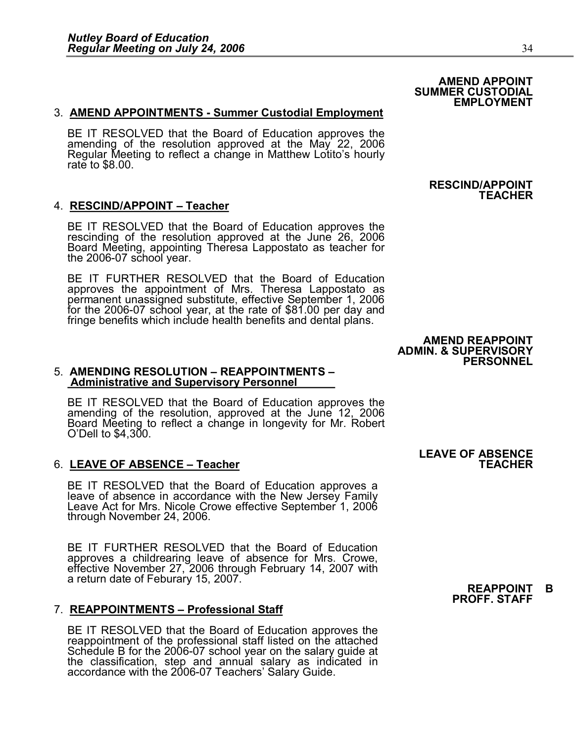**AMEND APPOINT SUMMER CUSTODIAL EMPLOYMENT**

3. **AMEND APPOINTMENTS - Summer Custodial Employment**

BE IT RESOLVED that the Board of Education approves the amending of the resolution approved at the May 22, 2006 Regular Meeting to reflect a change in Matthew Lotito's hourly rate to $8.00.

**RESCIND/APPOINT TEACHER**

4. **RESCIND/APPOINT – Teacher**

BE IT RESOLVED that the Board of Education approves the rescinding of the resolution approved at the June 26, 2006 Board Meeting, appointing Theresa Lappostato as teacher for the 2006-07 school year.

BE IT FURTHER RESOLVED that the Board of Education approves the appointment of Mrs. Theresa Lappostato as permanent unassigned substitute, effective September 1, 2006 for the 2006-07 school year, at the rate of $81.00 per day and fringe benefits which include health benefits and dental plans.

**AMEND REAPPOINT ADMIN. & SUPERVISORY PERSONNEL**

5. **AMENDING RESOLUTION – REAPPOINTMENTS – Administrative and Supervisory Personnel**

BE IT RESOLVED that the Board of Education approves the amending of the resolution, approved at the June 12, 2006 Board Meeting to reflect a change in longevity for Mr. Robert O'Dell to $4,300.

**LEAVE OF ABSENCE TEACHER**

6. **LEAVE OF ABSENCE – Teacher**

BE IT RESOLVED that the Board of Education approves a leave of absence in accordance with the New Jersey Family Leave Act for Mrs. Nicole Crowe effective September 1, 2006 through November 24, 2006.

BE IT FURTHER RESOLVED that the Board of Education approves a childrearing leave of absence for Mrs. Crowe, effective November 27, 2006 through February 14, 2007 with a return date of Feburary 15, 2007.

**REAPPOINT B PROFF. STAFF**

7. **REAPPOINTMENTS – Professional Staff**

BE IT RESOLVED that the Board of Education approves the reappointment of the professional staff listed on the attached Schedule B for the 2006-07 school year on the salary guide at the classification, step and annual salary as indicated in accordance with the 2006-07 Teachers' Salary Guide.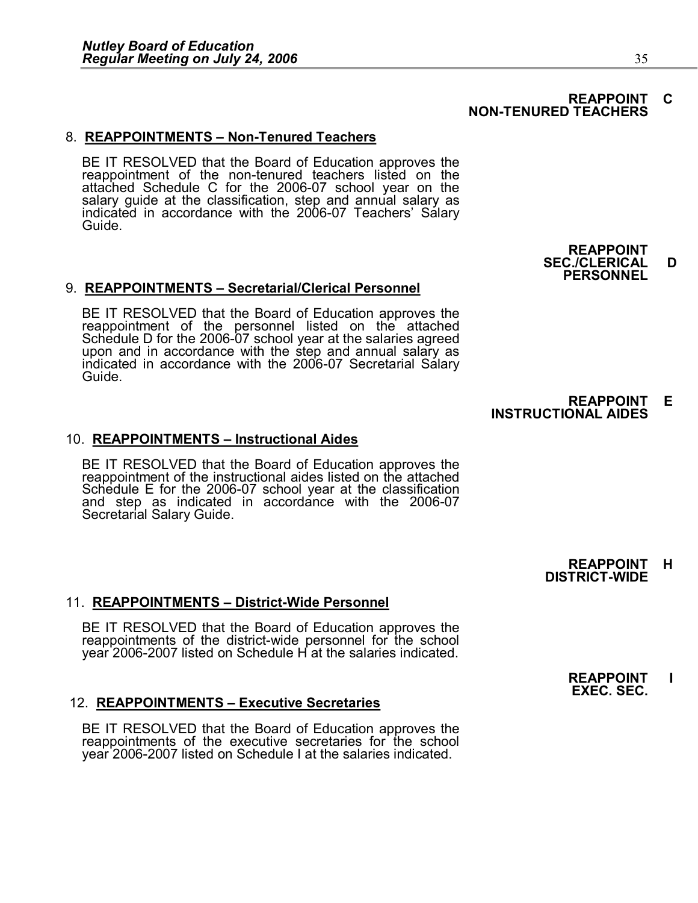**REAPPOINT C**
**NON-TENURED TEACHERS**

8. **REAPPOINTMENTS – Non-Tenured Teachers**

BE IT RESOLVED that the Board of Education approves the reappointment of the non-tenured teachers listed on the attached Schedule C for the 2006-07 school year on the salary guide at the classification, step and annual salary as indicated in accordance with the 2006-07 Teachers' Salary Guide.

**REAPPOINT**
**SEC./CLERICAL D**
**PERSONNEL**

9. **REAPPOINTMENTS – Secretarial/Clerical Personnel**

BE IT RESOLVED that the Board of Education approves the reappointment of the personnel listed on the attached Schedule D for the 2006-07 school year at the salaries agreed upon and in accordance with the step and annual salary as indicated in accordance with the 2006-07 Secretarial Salary Guide.

**REAPPOINT E**
**INSTRUCTIONAL AIDES**

10. **REAPPOINTMENTS – Instructional Aides**

BE IT RESOLVED that the Board of Education approves the reappointment of the instructional aides listed on the attached Schedule E for the 2006-07 school year at the classification and step as indicated in accordance with the 2006-07 Secretarial Salary Guide.

**REAPPOINT H**
**DISTRICT-WIDE**

11. **REAPPOINTMENTS – District-Wide Personnel**

BE IT RESOLVED that the Board of Education approves the reappointments of the district-wide personnel for the school year 2006-2007 listed on Schedule H at the salaries indicated.

**REAPPOINT I**
**EXEC. SEC.**

12. **REAPPOINTMENTS – Executive Secretaries**

BE IT RESOLVED that the Board of Education approves the reappointments of the executive secretaries for the school year 2006-2007 listed on Schedule I at the salaries indicated.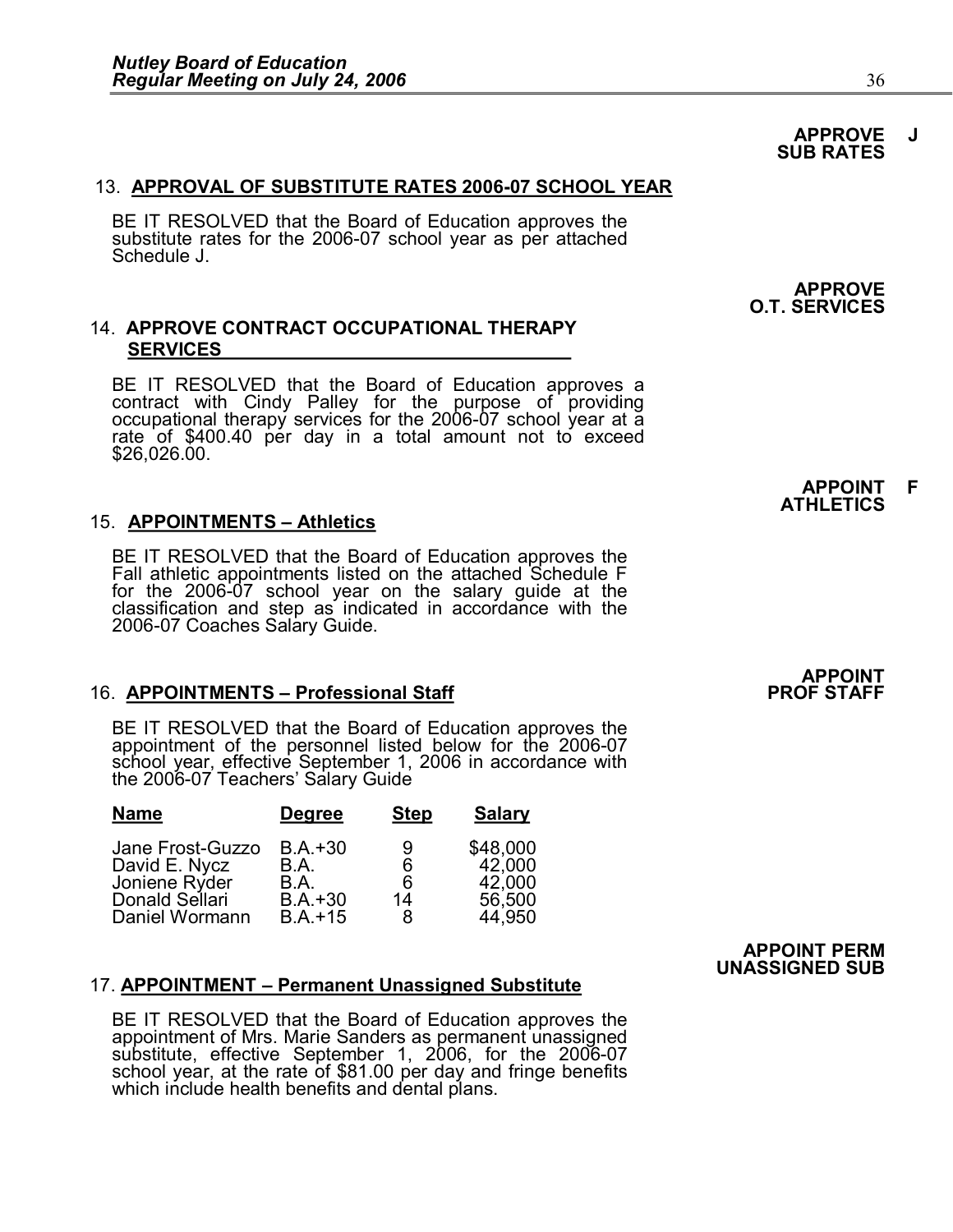**APPROVE J SUB RATES**

13. **APPROVAL OF SUBSTITUTE RATES 2006-07 SCHOOL YEAR**

BE IT RESOLVED that the Board of Education approves the substitute rates for the 2006-07 school year as per attached Schedule J.

**APPROVE O.T. SERVICES**

14. **APPROVE CONTRACT OCCUPATIONAL THERAPY SERVICES**

BE IT RESOLVED that the Board of Education approves a contract with Cindy Palley for the purpose of providing occupational therapy services for the 2006-07 school year at a rate of $400.40 per day in a total amount not to exceed $26,026.00.

**APPOINT F ATHLETICS**

15. **APPOINTMENTS – Athletics**

BE IT RESOLVED that the Board of Education approves the Fall athletic appointments listed on the attached Schedule F for the 2006-07 school year on the salary guide at the classification and step as indicated in accordance with the 2006-07 Coaches Salary Guide.

**APPOINT PROF STAFF**

16. **APPOINTMENTS – Professional Staff**

BE IT RESOLVED that the Board of Education approves the appointment of the personnel listed below for the 2006-07 school year, effective September 1, 2006 in accordance with the 2006-07 Teachers' Salary Guide

| Name | Degree | Step | Salary |
|---|---|---|---|
| Jane Frost-Guzzo | B.A.+30 | 9 | $48,000 |
| David E. Nycz | B.A. | 6 | 42,000 |
| Joniene Ryder | B.A. | 6 | 42,000 |
| Donald Sellari | B.A.+30 | 14 | 56,500 |
| Daniel Wormann | B.A.+15 | 8 | 44,950 |

**APPOINT PERM UNASSIGNED SUB**

17. **APPOINTMENT – Permanent Unassigned Substitute**

BE IT RESOLVED that the Board of Education approves the appointment of Mrs. Marie Sanders as permanent unassigned substitute, effective September 1, 2006, for the 2006-07 school year, at the rate of $81.00 per day and fringe benefits which include health benefits and dental plans.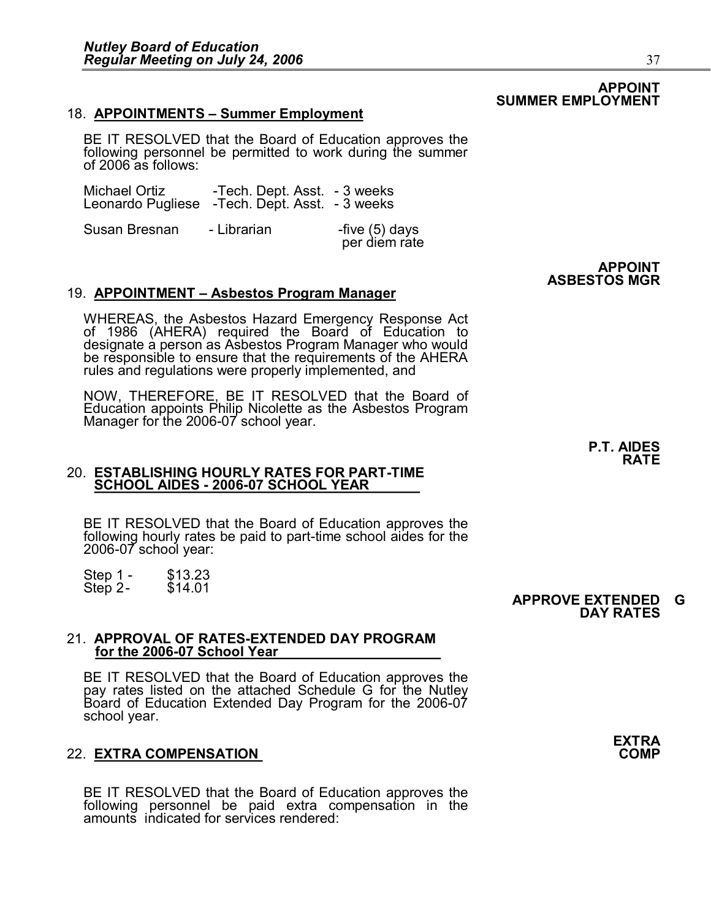**APPOINT SUMMER EMPLOYMENT**

18. **APPOINTMENTS – Summer Employment**

BE IT RESOLVED that the Board of Education approves the following personnel be permitted to work during the summer of 2006 as follows:

| | | |
|---|---|---|
| Michael Ortiz | -Tech. Dept. Asst. | - 3 weeks |
| Leonardo Pugliese | -Tech. Dept. Asst. | - 3 weeks |
| Susan Bresnan | - Librarian | -five (5) days per diem rate |

**APPOINT ASBESTOS MGR**

19. **APPOINTMENT – Asbestos Program Manager**

WHEREAS, the Asbestos Hazard Emergency Response Act of 1986 (AHERA) required the Board of Education to designate a person as Asbestos Program Manager who would be responsible to ensure that the requirements of the AHERA rules and regulations were properly implemented, and

NOW, THEREFORE, BE IT RESOLVED that the Board of Education appoints Philip Nicolette as the Asbestos Program Manager for the 2006-07 school year.

**P.T. AIDES RATE**

20. **ESTABLISHING HOURLY RATES FOR PART-TIME SCHOOL AIDES - 2006-07 SCHOOL YEAR**

BE IT RESOLVED that the Board of Education approves the following hourly rates be paid to part-time school aides for the 2006-07 school year:

Step 1 - $13.23
Step 2 - $14.01

**APPROVE EXTENDED G DAY RATES**

21. **APPROVAL OF RATES-EXTENDED DAY PROGRAM for the 2006-07 School Year**

BE IT RESOLVED that the Board of Education approves the pay rates listed on the attached Schedule G for the Nutley Board of Education Extended Day Program for the 2006-07 school year.

**EXTRA COMP**

22. **EXTRA COMPENSATION**

BE IT RESOLVED that the Board of Education approves the following personnel be paid extra compensation in the amounts indicated for services rendered: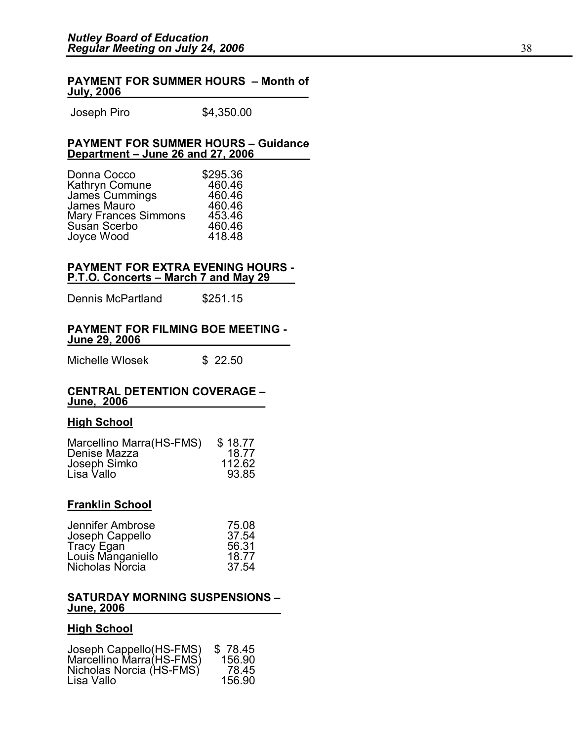**PAYMENT FOR SUMMER HOURS – Month of July, 2006**

| | |
|---|---|
| Joseph Piro | $4,350.00 |

**PAYMENT FOR SUMMER HOURS – Guidance Department – June 26 and 27, 2006**

| | |
|---|---|
| Donna Cocco | $295.36 |
| Kathryn Comune | 460.46 |
| James Cummings | 460.46 |
| James Mauro | 460.46 |
| Mary Frances Simmons | 453.46 |
| Susan Scerbo | 460.46 |
| Joyce Wood | 418.48 |

**PAYMENT FOR EXTRA EVENING HOURS - P.T.O. Concerts – March 7 and May 29**

| | |
|---|---|
| Dennis McPartland | $251.15 |

**PAYMENT FOR FILMING BOE MEETING - June 29, 2006**

| | |
|---|---|
| Michelle Wlosek | $ 22.50 |

**CENTRAL DETENTION COVERAGE – June, 2006**

**High School**

| | |
|---|---|
| Marcellino Marra(HS-FMS) | $ 18.77 |
| Denise Mazza | 18.77 |
| Joseph Simko | 112.62 |
| Lisa Vallo | 93.85 |

**Franklin School**

| | |
|---|---|
| Jennifer Ambrose | 75.08 |
| Joseph Cappello | 37.54 |
| Tracy Egan | 56.31 |
| Louis Manganiello | 18.77 |
| Nicholas Norcia | 37.54 |

**SATURDAY MORNING SUSPENSIONS – June, 2006**

**High School**

| | |
|---|---|
| Joseph Cappello(HS-FMS) | $ 78.45 |
| Marcellino Marra(HS-FMS) | 156.90 |
| Nicholas Norcia (HS-FMS) | 78.45 |
| Lisa Vallo | 156.90 |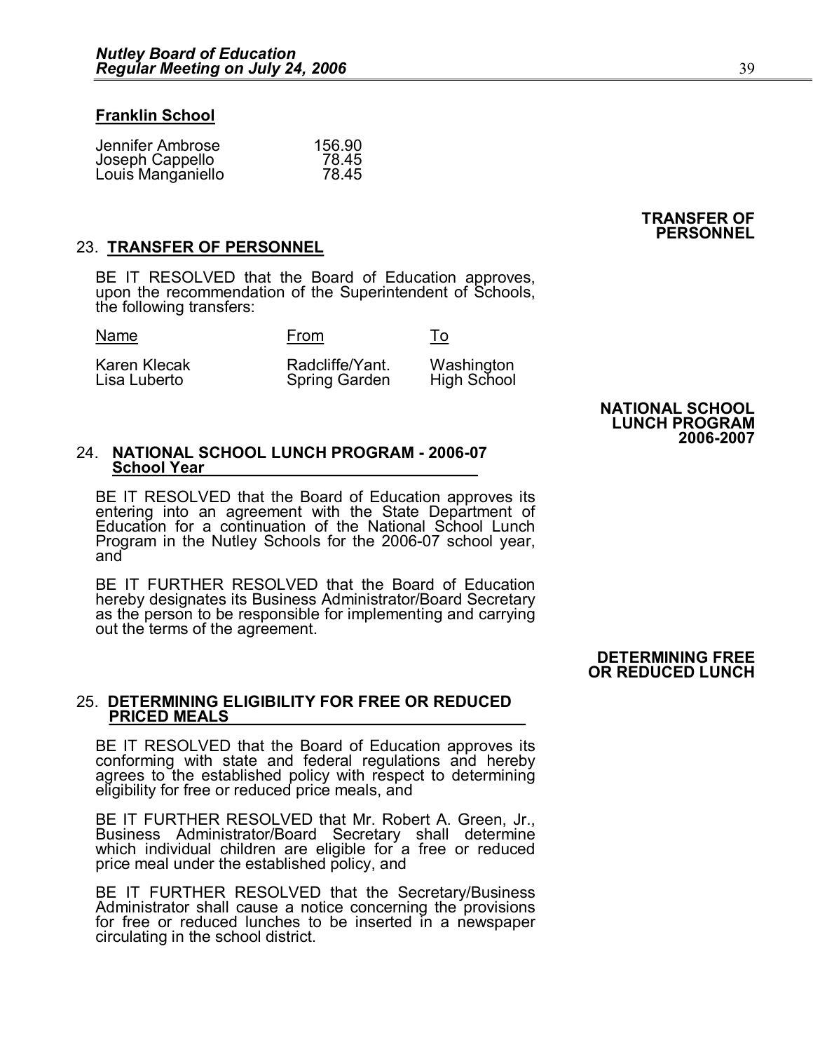**Franklin School**

| | |
|---|---|
| Jennifer Ambrose | 156.90 |
| Joseph Cappello | 78.45 |
| Louis Manganiello | 78.45 |

**TRANSFER OF PERSONNEL**

## 23. TRANSFER OF PERSONNEL

BE IT RESOLVED that the Board of Education approves, upon the recommendation of the Superintendent of Schools, the following transfers:

| Name | From | To |
|---|---|---|
| Karen Klecak | Radcliffe/Yant. | Washington |
| Lisa Luberto | Spring Garden | High School |

**NATIONAL SCHOOL LUNCH PROGRAM 2006-2007**

## 24. NATIONAL SCHOOL LUNCH PROGRAM - 2006-07 School Year

BE IT RESOLVED that the Board of Education approves its entering into an agreement with the State Department of Education for a continuation of the National School Lunch Program in the Nutley Schools for the 2006-07 school year, and

BE IT FURTHER RESOLVED that the Board of Education hereby designates its Business Administrator/Board Secretary as the person to be responsible for implementing and carrying out the terms of the agreement.

**DETERMINING FREE OR REDUCED LUNCH**

## 25. DETERMINING ELIGIBILITY FOR FREE OR REDUCED PRICED MEALS

BE IT RESOLVED that the Board of Education approves its conforming with state and federal regulations and hereby agrees to the established policy with respect to determining eligibility for free or reduced price meals, and

BE IT FURTHER RESOLVED that Mr. Robert A. Green, Jr., Business Administrator/Board Secretary shall determine which individual children are eligible for a free or reduced price meal under the established policy, and

BE IT FURTHER RESOLVED that the Secretary/Business Administrator shall cause a notice concerning the provisions for free or reduced lunches to be inserted in a newspaper circulating in the school district.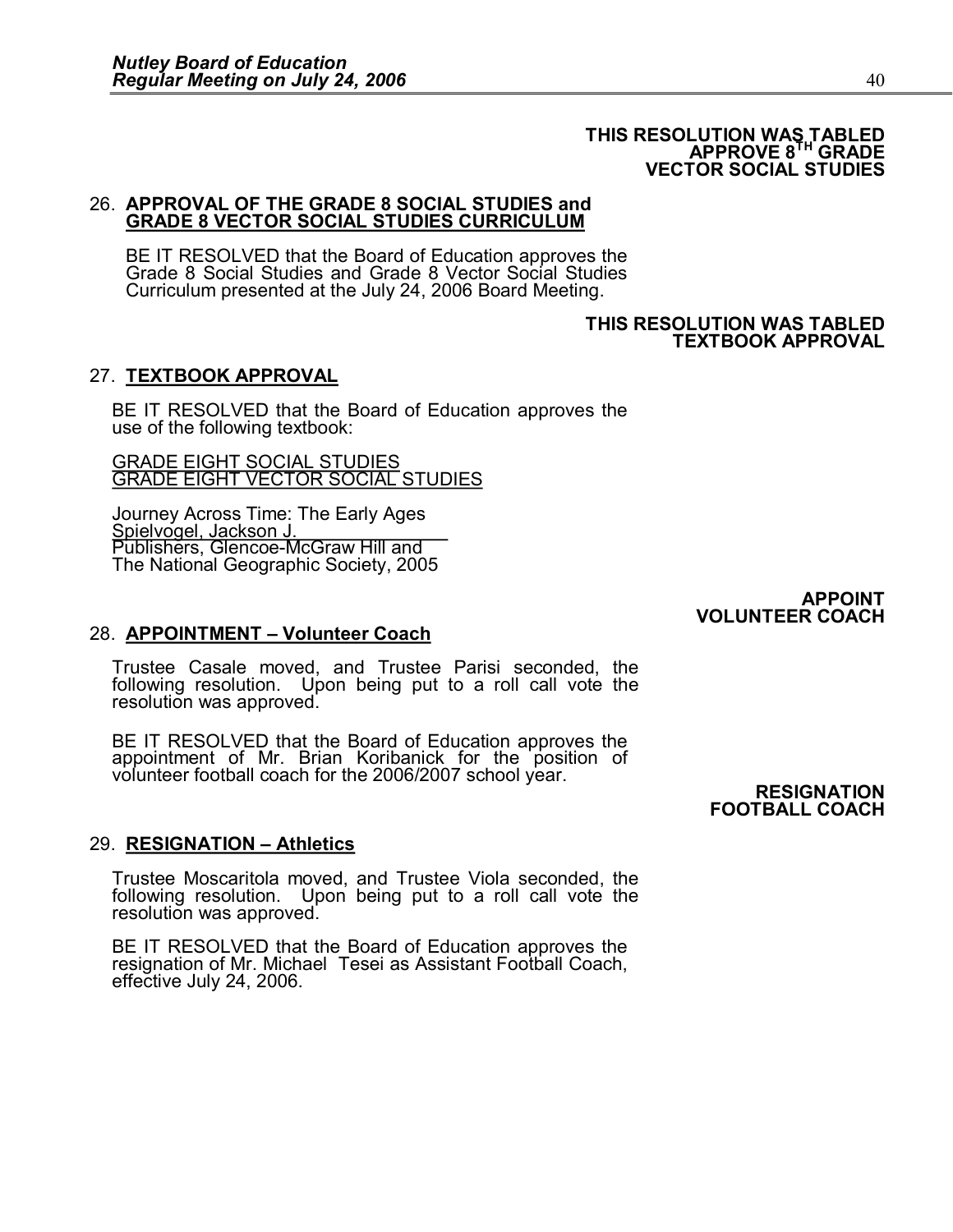**THIS RESOLUTION WAS TABLED**
**APPROVE 8TH GRADE**
**VECTOR SOCIAL STUDIES**

26. **APPROVAL OF THE GRADE 8 SOCIAL STUDIES and GRADE 8 VECTOR SOCIAL STUDIES CURRICULUM**

    BE IT RESOLVED that the Board of Education approves the Grade 8 Social Studies and Grade 8 Vector Social Studies Curriculum presented at the July 24, 2006 Board Meeting.

**THIS RESOLUTION WAS TABLED**
**TEXTBOOK APPROVAL**

27. **TEXTBOOK APPROVAL**

    BE IT RESOLVED that the Board of Education approves the use of the following textbook:

    GRADE EIGHT SOCIAL STUDIES
    GRADE EIGHT VECTOR SOCIAL STUDIES

    Journey Across Time: The Early Ages
    Spielvogel, Jackson J.
    Publishers, Glencoe-McGraw Hill and
    The National Geographic Society, 2005

**APPOINT**
**VOLUNTEER COACH**

28. **APPOINTMENT – Volunteer Coach**

    Trustee Casale moved, and Trustee Parisi seconded, the following resolution. Upon being put to a roll call vote the resolution was approved.

    BE IT RESOLVED that the Board of Education approves the appointment of Mr. Brian Koribanick for the position of volunteer football coach for the 2006/2007 school year.

**RESIGNATION**
**FOOTBALL COACH**

29. **RESIGNATION – Athletics**

    Trustee Moscaritola moved, and Trustee Viola seconded, the following resolution. Upon being put to a roll call vote the resolution was approved.

    BE IT RESOLVED that the Board of Education approves the resignation of Mr. Michael Tesei as Assistant Football Coach, effective July 24, 2006.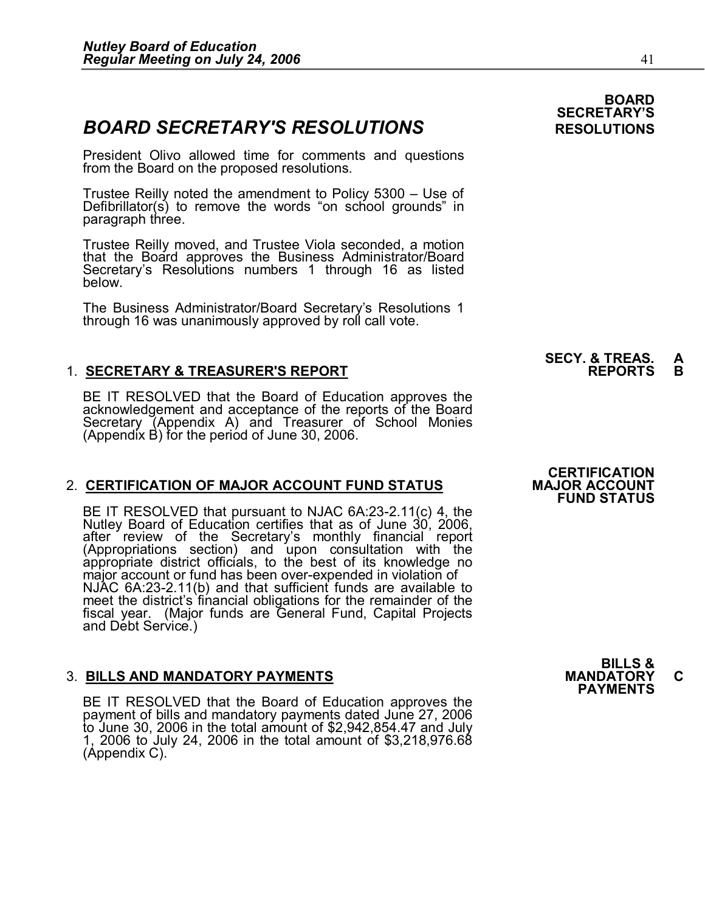## BOARD SECRETARY'S RESOLUTIONS

**BOARD SECRETARY'S RESOLUTIONS**

President Olivo allowed time for comments and questions from the Board on the proposed resolutions.

Trustee Reilly noted the amendment to Policy 5300 – Use of Defibrillator(s) to remove the words "on school grounds" in paragraph three.

Trustee Reilly moved, and Trustee Viola seconded, a motion that the Board approves the Business Administrator/Board Secretary's Resolutions numbers 1 through 16 as listed below.

The Business Administrator/Board Secretary's Resolutions 1 through 16 was unanimously approved by roll call vote.

**SECY. & TREAS. REPORTS A B**

1. **SECRETARY & TREASURER'S REPORT**

   BE IT RESOLVED that the Board of Education approves the acknowledgement and acceptance of the reports of the Board Secretary (Appendix A) and Treasurer of School Monies (Appendix B) for the period of June 30, 2006.

**CERTIFICATION MAJOR ACCOUNT FUND STATUS**

2. **CERTIFICATION OF MAJOR ACCOUNT FUND STATUS**

   BE IT RESOLVED that pursuant to NJAC 6A:23-2.11(c) 4, the Nutley Board of Education certifies that as of June 30, 2006, after review of the Secretary's monthly financial report (Appropriations section) and upon consultation with the appropriate district officials, to the best of its knowledge no major account or fund has been over-expended in violation of NJAC 6A:23-2.11(b) and that sufficient funds are available to meet the district's financial obligations for the remainder of the fiscal year. (Major funds are General Fund, Capital Projects and Debt Service.)

**BILLS & MANDATORY PAYMENTS C**

3. **BILLS AND MANDATORY PAYMENTS**

   BE IT RESOLVED that the Board of Education approves the payment of bills and mandatory payments dated June 27, 2006 to June 30, 2006 in the total amount of $2,942,854.47 and July 1, 2006 to July 24, 2006 in the total amount of $3,218,976.68 (Appendix C).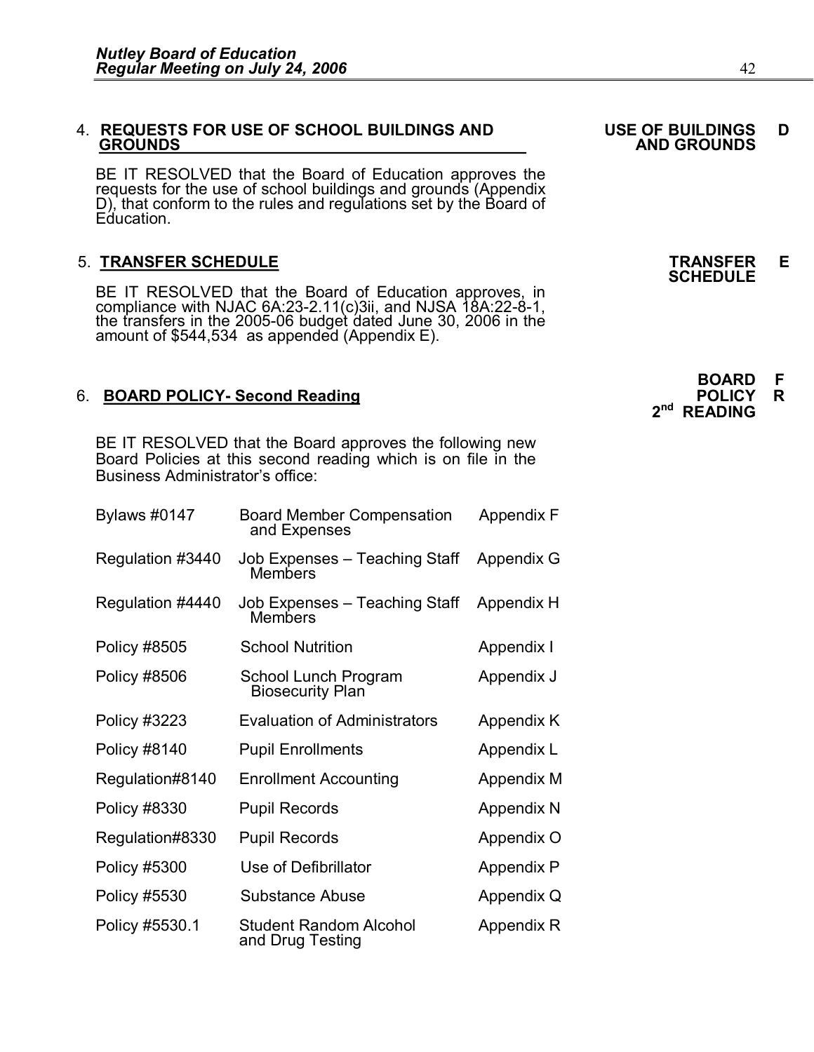4. **REQUESTS FOR USE OF SCHOOL BUILDINGS AND GROUNDS** — **USE OF BUILDINGS AND GROUNDS** **D**

BE IT RESOLVED that the Board of Education approves the requests for the use of school buildings and grounds (Appendix D), that conform to the rules and regulations set by the Board of Education.

5. **TRANSFER SCHEDULE** — **TRANSFER SCHEDULE** **E**

BE IT RESOLVED that the Board of Education approves, in compliance with NJAC 6A:23-2.11(c)3ii, and NJSA 18A:22-8-1, the transfers in the 2005-06 budget dated June 30, 2006 in the amount of $544,534 as appended (Appendix E).

6. **BOARD POLICY- Second Reading** — **BOARD POLICY 2nd READING** **F R**

BE IT RESOLVED that the Board approves the following new Board Policies at this second reading which is on file in the Business Administrator's office:

| | | |
|---|---|---|
| Bylaws #0147 | Board Member Compensation and Expenses | Appendix F |
| Regulation #3440 | Job Expenses – Teaching Staff Members | Appendix G |
| Regulation #4440 | Job Expenses – Teaching Staff Members | Appendix H |
| Policy #8505 | School Nutrition | Appendix I |
| Policy #8506 | School Lunch Program Biosecurity Plan | Appendix J |
| Policy #3223 | Evaluation of Administrators | Appendix K |
| Policy #8140 | Pupil Enrollments | Appendix L |
| Regulation#8140 | Enrollment Accounting | Appendix M |
| Policy #8330 | Pupil Records | Appendix N |
| Regulation#8330 | Pupil Records | Appendix O |
| Policy #5300 | Use of Defibrillator | Appendix P |
| Policy #5530 | Substance Abuse | Appendix Q |
| Policy #5530.1 | Student Random Alcohol and Drug Testing | Appendix R |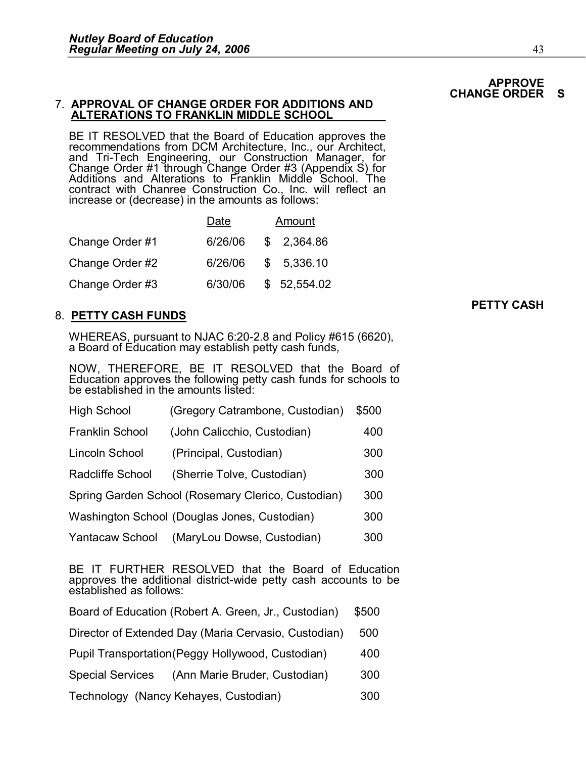**APPROVE CHANGE ORDER S**

7. **APPROVAL OF CHANGE ORDER FOR ADDITIONS AND ALTERATIONS TO FRANKLIN MIDDLE SCHOOL**

BE IT RESOLVED that the Board of Education approves the recommendations from DCM Architecture, Inc., our Architect, and Tri-Tech Engineering, our Construction Manager, for Change Order #1 through Change Order #3 (Appendix S) for Additions and Alterations to Franklin Middle School. The contract with Chanree Construction Co., Inc. will reflect an increase or (decrease) in the amounts as follows:

| | Date | Amount |
|---|---|---|
| Change Order #1 | 6/26/06 | $ 2,364.86 |
| Change Order #2 | 6/26/06 | $ 5,336.10 |
| Change Order #3 | 6/30/06 | $ 52,554.02 |

**PETTY CASH**

8. **PETTY CASH FUNDS**

WHEREAS, pursuant to NJAC 6:20-2.8 and Policy #615 (6620), a Board of Education may establish petty cash funds,

NOW, THEREFORE, BE IT RESOLVED that the Board of Education approves the following petty cash funds for schools to be established in the amounts listed:

| School | Custodian | Amount |
|---|---|---|
| High School | (Gregory Catrambone, Custodian) | $500 |
| Franklin School | (John Calicchio, Custodian) | 400 |
| Lincoln School | (Principal, Custodian) | 300 |
| Radcliffe School | (Sherrie Tolve, Custodian) | 300 |
| Spring Garden School | (Rosemary Clerico, Custodian) | 300 |
| Washington School | (Douglas Jones, Custodian) | 300 |
| Yantacaw School | (MaryLou Dowse, Custodian) | 300 |

BE IT FURTHER RESOLVED that the Board of Education approves the additional district-wide petty cash accounts to be established as follows:

| Account | Custodian | Amount |
|---|---|---|
| Board of Education | (Robert A. Green, Jr., Custodian) | $500 |
| Director of Extended Day | (Maria Cervasio, Custodian) | 500 |
| Pupil Transportation | (Peggy Hollywood, Custodian) | 400 |
| Special Services | (Ann Marie Bruder, Custodian) | 300 |
| Technology | (Nancy Kehayes, Custodian) | 300 |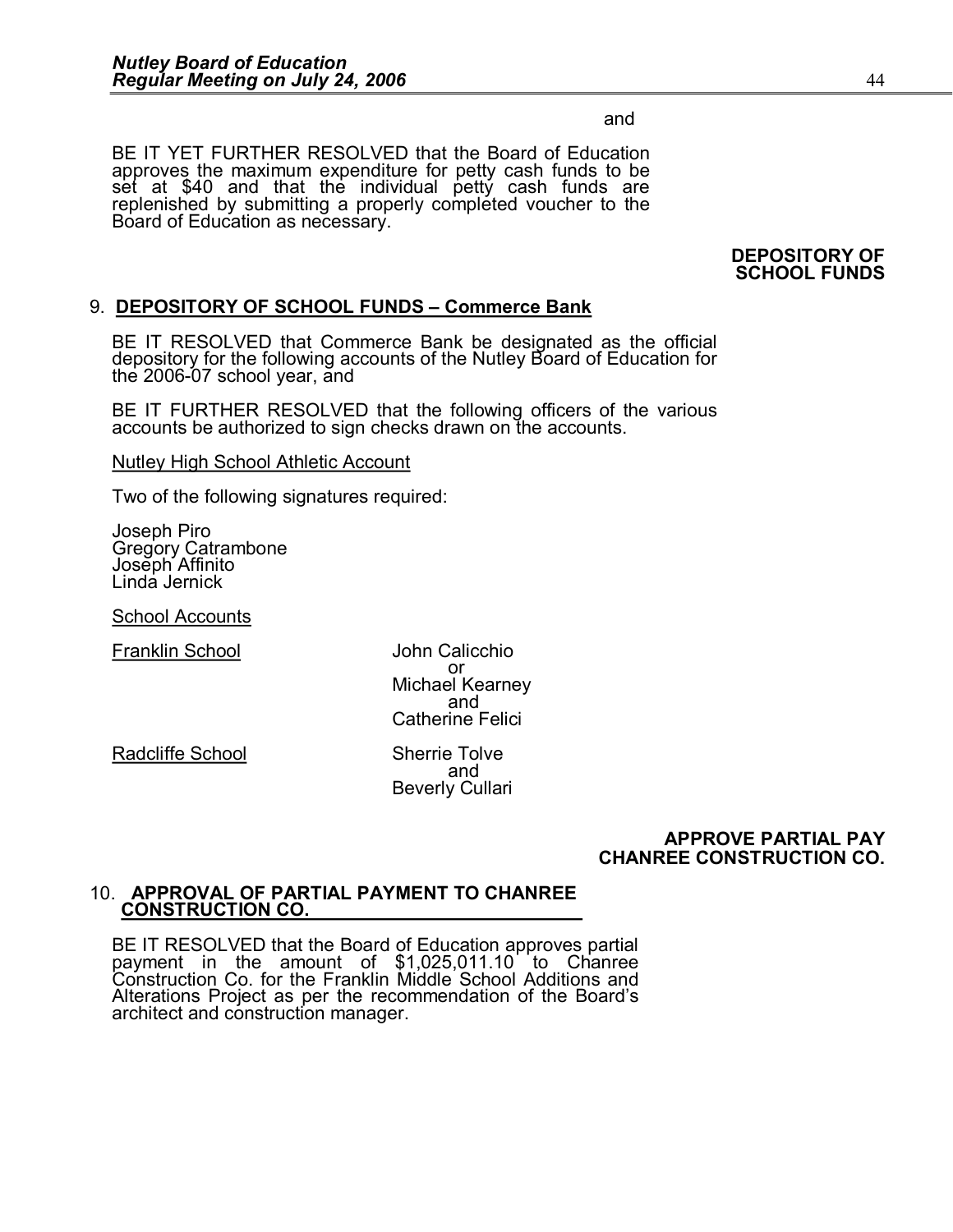and

BE IT YET FURTHER RESOLVED that the Board of Education approves the maximum expenditure for petty cash funds to be set at $40 and that the individual petty cash funds are replenished by submitting a properly completed voucher to the Board of Education as necessary.

**DEPOSITORY OF SCHOOL FUNDS**

9. **DEPOSITORY OF SCHOOL FUNDS – Commerce Bank**

BE IT RESOLVED that Commerce Bank be designated as the official depository for the following accounts of the Nutley Board of Education for the 2006-07 school year, and

BE IT FURTHER RESOLVED that the following officers of the various accounts be authorized to sign checks drawn on the accounts.

Nutley High School Athletic Account

Two of the following signatures required:

Joseph Piro
Gregory Catrambone
Joseph Affinito
Linda Jernick

School Accounts

| | |
|---|---|
| Franklin School | John Calicchio or Michael Kearney and Catherine Felici |
| Radcliffe School | Sherrie Tolve and Beverly Cullari |

**APPROVE PARTIAL PAY CHANREE CONSTRUCTION CO.**

10. **APPROVAL OF PARTIAL PAYMENT TO CHANREE CONSTRUCTION CO.**

BE IT RESOLVED that the Board of Education approves partial payment in the amount of $1,025,011.10 to Chanree Construction Co. for the Franklin Middle School Additions and Alterations Project as per the recommendation of the Board's architect and construction manager.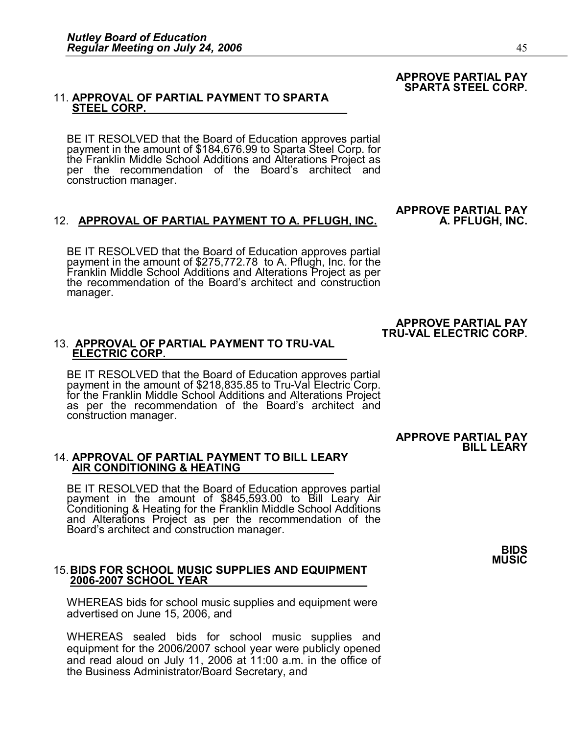**APPROVE PARTIAL PAY SPARTA STEEL CORP.**

11. **APPROVAL OF PARTIAL PAYMENT TO SPARTA STEEL CORP.**

BE IT RESOLVED that the Board of Education approves partial payment in the amount of $184,676.99 to Sparta Steel Corp. for the Franklin Middle School Additions and Alterations Project as per the recommendation of the Board's architect and construction manager.

**APPROVE PARTIAL PAY A. PFLUGH, INC.**

12. **APPROVAL OF PARTIAL PAYMENT TO A. PFLUGH, INC.**

BE IT RESOLVED that the Board of Education approves partial payment in the amount of $275,772.78 to A. Pflugh, Inc. for the Franklin Middle School Additions and Alterations Project as per the recommendation of the Board's architect and construction manager.

**APPROVE PARTIAL PAY TRU-VAL ELECTRIC CORP.**

13. **APPROVAL OF PARTIAL PAYMENT TO TRU-VAL ELECTRIC CORP.**

BE IT RESOLVED that the Board of Education approves partial payment in the amount of $218,835.85 to Tru-Val Electric Corp. for the Franklin Middle School Additions and Alterations Project as per the recommendation of the Board's architect and construction manager.

**APPROVE PARTIAL PAY BILL LEARY**

14. **APPROVAL OF PARTIAL PAYMENT TO BILL LEARY AIR CONDITIONING & HEATING**

BE IT RESOLVED that the Board of Education approves partial payment in the amount of $845,593.00 to Bill Leary Air Conditioning & Heating for the Franklin Middle School Additions and Alterations Project as per the recommendation of the Board's architect and construction manager.

**BIDS MUSIC**

15. **BIDS FOR SCHOOL MUSIC SUPPLIES AND EQUIPMENT 2006-2007 SCHOOL YEAR**

WHEREAS bids for school music supplies and equipment were advertised on June 15, 2006, and

WHEREAS sealed bids for school music supplies and equipment for the 2006/2007 school year were publicly opened and read aloud on July 11, 2006 at 11:00 a.m. in the office of the Business Administrator/Board Secretary, and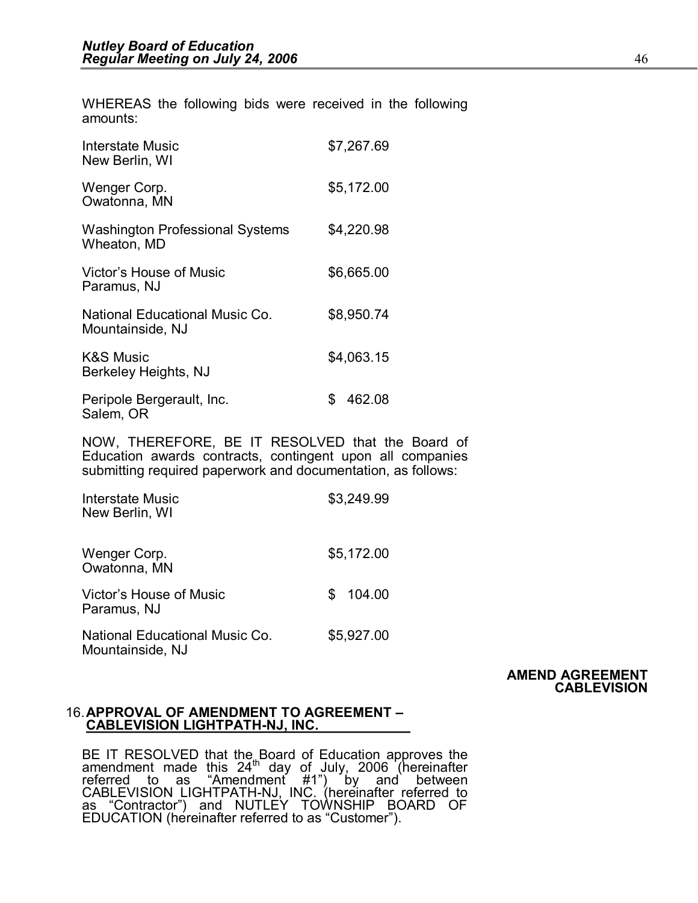WHEREAS the following bids were received in the following amounts:

| | |
|---|---|
| Interstate Music<br>New Berlin, WI | $7,267.69 |
| Wenger Corp.<br>Owatonna, MN | $5,172.00 |
| Washington Professional Systems<br>Wheaton, MD | $4,220.98 |
| Victor's House of Music<br>Paramus, NJ | $6,665.00 |
| National Educational Music Co.<br>Mountainside, NJ | $8,950.74 |
| K&S Music<br>Berkeley Heights, NJ | $4,063.15 |
| Peripole Bergerault, Inc.<br>Salem, OR | $ 462.08 |

NOW, THEREFORE, BE IT RESOLVED that the Board of Education awards contracts, contingent upon all companies submitting required paperwork and documentation, as follows:

| | |
|---|---|
| Interstate Music<br>New Berlin, WI | $3,249.99 |
| Wenger Corp.<br>Owatonna, MN | $5,172.00 |
| Victor's House of Music<br>Paramus, NJ | $ 104.00 |
| National Educational Music Co.<br>Mountainside, NJ | $5,927.00 |

**AMEND AGREEMENT CABLEVISION**

16. **APPROVAL OF AMENDMENT TO AGREEMENT – CABLEVISION LIGHTPATH-NJ, INC.**

BE IT RESOLVED that the Board of Education approves the amendment made this 24th day of July, 2006 (hereinafter referred to as "Amendment #1") by and between CABLEVISION LIGHTPATH-NJ, INC. (hereinafter referred to as "Contractor") and NUTLEY TOWNSHIP BOARD OF EDUCATION (hereinafter referred to as "Customer").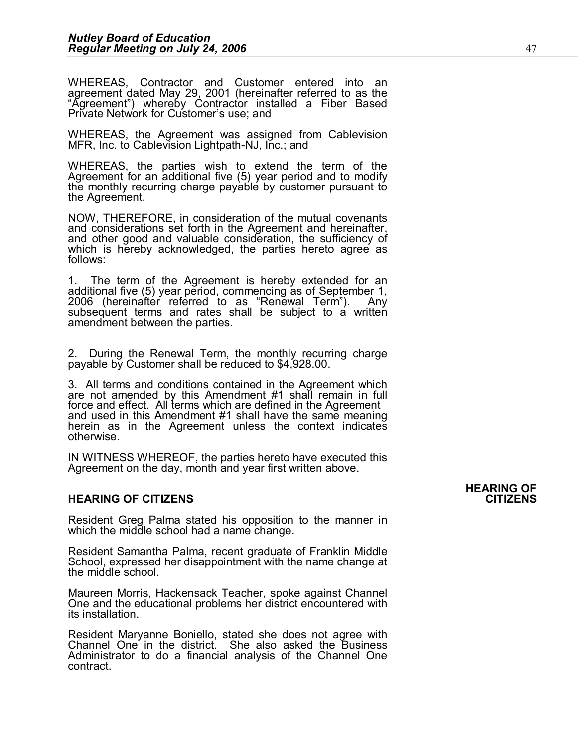WHEREAS, Contractor and Customer entered into an agreement dated May 29, 2001 (hereinafter referred to as the "Agreement") whereby Contractor installed a Fiber Based Private Network for Customer's use; and

WHEREAS, the Agreement was assigned from Cablevision MFR, Inc. to Cablevision Lightpath-NJ, Inc.; and

WHEREAS, the parties wish to extend the term of the Agreement for an additional five (5) year period and to modify the monthly recurring charge payable by customer pursuant to the Agreement.

NOW, THEREFORE, in consideration of the mutual covenants and considerations set forth in the Agreement and hereinafter, and other good and valuable consideration, the sufficiency of which is hereby acknowledged, the parties hereto agree as follows:

1. The term of the Agreement is hereby extended for an additional five (5) year period, commencing as of September 1, 2006 (hereinafter referred to as "Renewal Term"). Any subsequent terms and rates shall be subject to a written amendment between the parties.

2. During the Renewal Term, the monthly recurring charge payable by Customer shall be reduced to $4,928.00.

3. All terms and conditions contained in the Agreement which are not amended by this Amendment #1 shall remain in full force and effect. All terms which are defined in the Agreement and used in this Amendment #1 shall have the same meaning herein as in the Agreement unless the context indicates otherwise.

IN WITNESS WHEREOF, the parties hereto have executed this Agreement on the day, month and year first written above.

**HEARING OF CITIZENS**

Resident Greg Palma stated his opposition to the manner in which the middle school had a name change.

Resident Samantha Palma, recent graduate of Franklin Middle School, expressed her disappointment with the name change at the middle school.

Maureen Morris, Hackensack Teacher, spoke against Channel One and the educational problems her district encountered with its installation.

Resident Maryanne Boniello, stated she does not agree with Channel One in the district. She also asked the Business Administrator to do a financial analysis of the Channel One contract.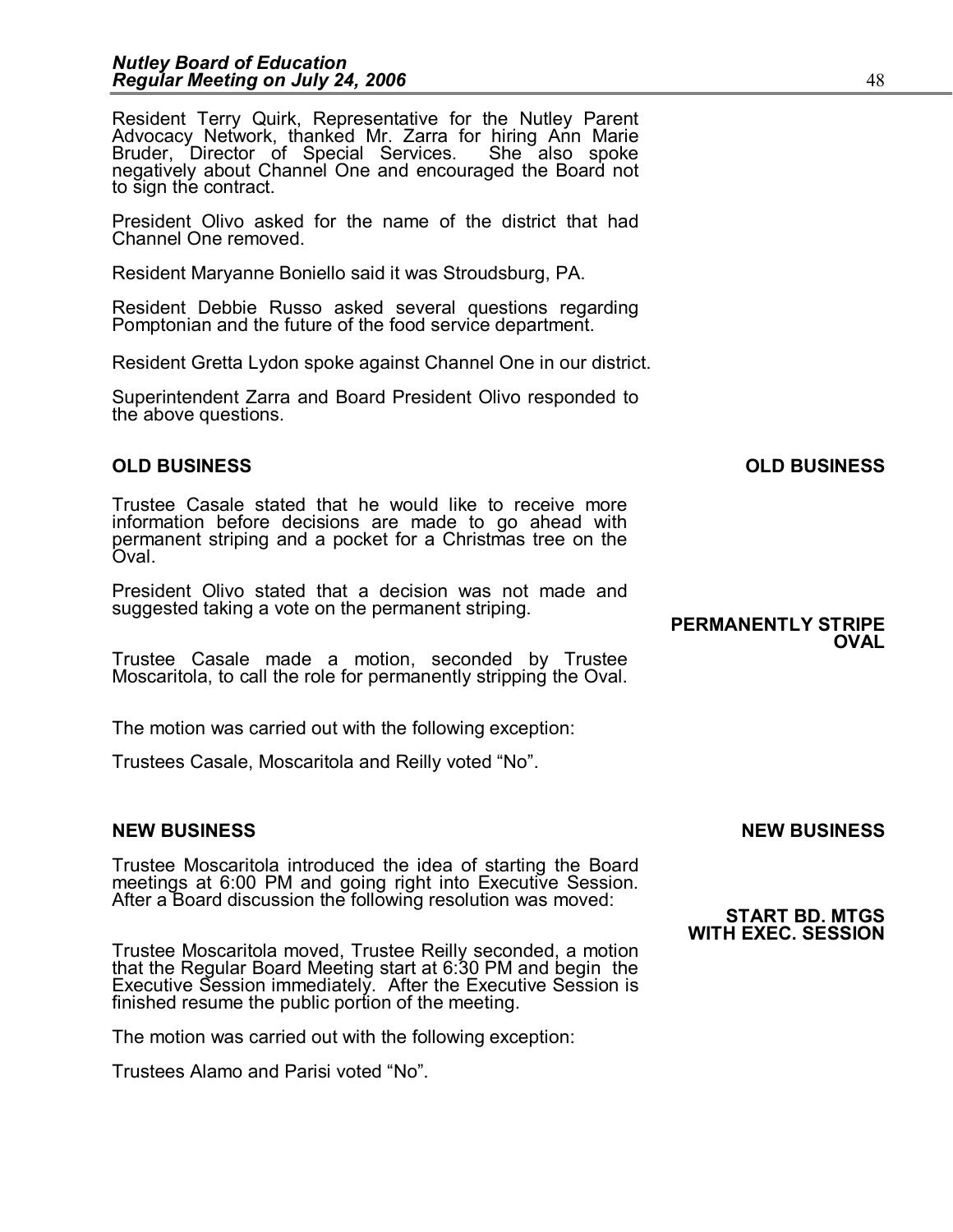Resident Terry Quirk, Representative for the Nutley Parent Advocacy Network, thanked Mr. Zarra for hiring Ann Marie Bruder, Director of Special Services. She also spoke negatively about Channel One and encouraged the Board not to sign the contract.

President Olivo asked for the name of the district that had Channel One removed.

Resident Maryanne Boniello said it was Stroudsburg, PA.

Resident Debbie Russo asked several questions regarding Pomptonian and the future of the food service department.

Resident Gretta Lydon spoke against Channel One in our district.

Superintendent Zarra and Board President Olivo responded to the above questions.

## OLD BUSINESS

Trustee Casale stated that he would like to receive more information before decisions are made to go ahead with permanent striping and a pocket for a Christmas tree on the Oval.

President Olivo stated that a decision was not made and suggested taking a vote on the permanent striping.

**PERMANENTLY STRIPE OVAL**

Trustee Casale made a motion, seconded by Trustee Moscaritola, to call the role for permanently stripping the Oval.

The motion was carried out with the following exception:

Trustees Casale, Moscaritola and Reilly voted "No".

## NEW BUSINESS

Trustee Moscaritola introduced the idea of starting the Board meetings at 6:00 PM and going right into Executive Session. After a Board discussion the following resolution was moved:

**START BD. MTGS WITH EXEC. SESSION**

Trustee Moscaritola moved, Trustee Reilly seconded, a motion that the Regular Board Meeting start at 6:30 PM and begin the Executive Session immediately. After the Executive Session is finished resume the public portion of the meeting.

The motion was carried out with the following exception:

Trustees Alamo and Parisi voted "No".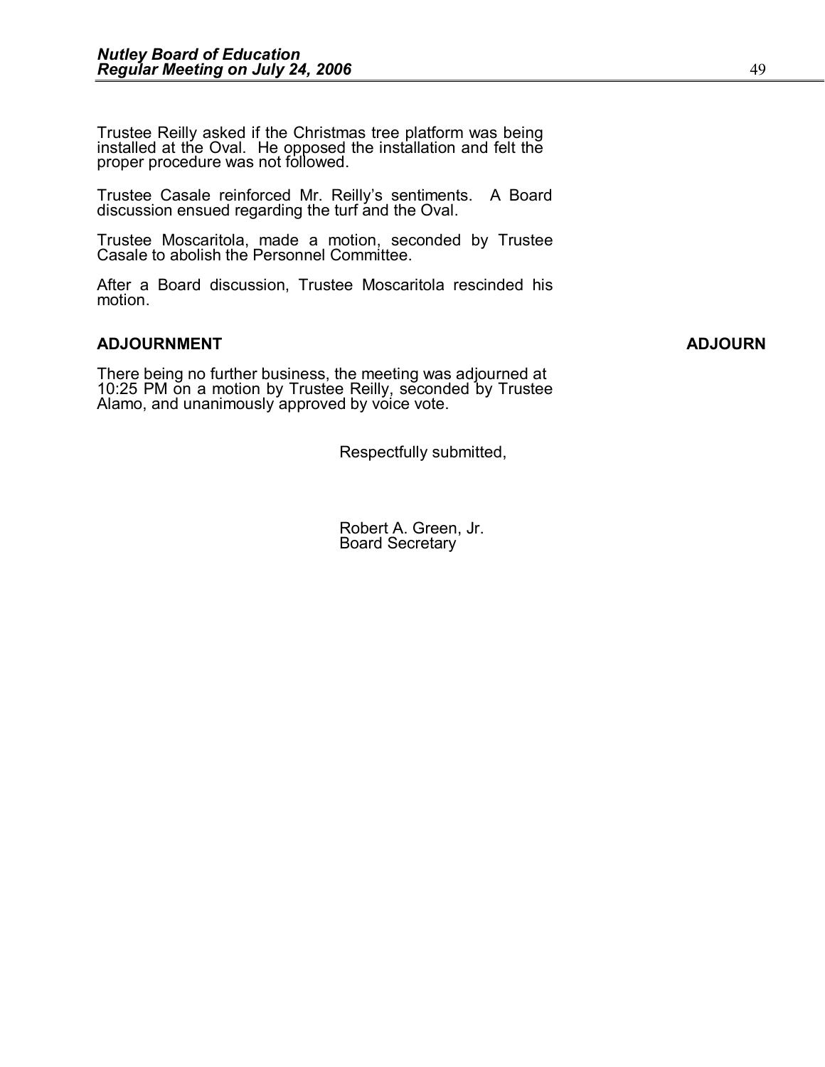Trustee Reilly asked if the Christmas tree platform was being installed at the Oval. He opposed the installation and felt the proper procedure was not followed.

Trustee Casale reinforced Mr. Reilly's sentiments. A Board discussion ensued regarding the turf and the Oval.

Trustee Moscaritola, made a motion, seconded by Trustee Casale to abolish the Personnel Committee.

After a Board discussion, Trustee Moscaritola rescinded his motion.

## ADJOURNMENT

**ADJOURN**

There being no further business, the meeting was adjourned at 10:25 PM on a motion by Trustee Reilly, seconded by Trustee Alamo, and unanimously approved by voice vote.

Respectfully submitted,

Robert A. Green, Jr.
Board Secretary